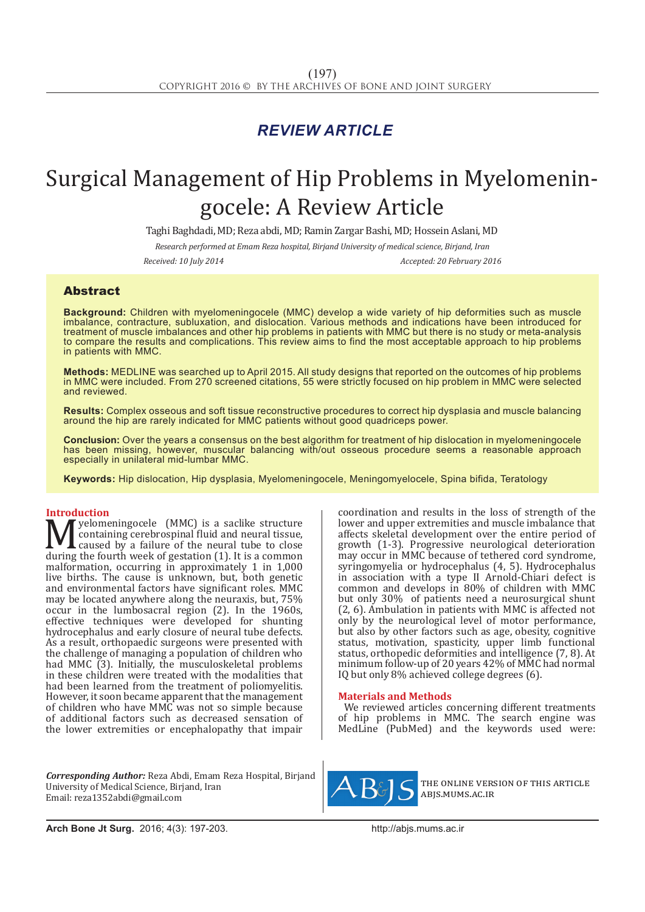*REVIEW ARTICLE*

# Surgical Management of Hip Problems in Myelomeningocele: A Review Article

Taghi Baghdadi, MD; Reza abdi, MD; Ramin Zargar Bashi, MD; Hossein Aslani, MD

*Research performed at Emam Reza hospital, Birjand University of medical science, Birjand, Iran*

*Received: 10 July 2014* *Accepted: 20 February 2016*

## Abstract

**Background:** Children with myelomeningocele (MMC) develop a wide variety of hip deformities such as muscle imbalance, contracture, subluxation, and dislocation. Various methods and indications have been introduced for treatment of muscle imbalances and other hip problems in patients with MMC but there is no study or meta-analysis to compare the results and complications. This review aims to find the most acceptable approach to hip problems in patients with MMC.

**Methods:** MEDLINE was searched up to April 2015. All study designs that reported on the outcomes of hip problems in MMC were included. From 270 screened citations, 55 were strictly focused on hip problem in MMC were selected and reviewed.

**Results:** Complex osseous and soft tissue reconstructive procedures to correct hip dysplasia and muscle balancing around the hip are rarely indicated for MMC patients without good quadriceps power.

**Conclusion:** Over the years a consensus on the best algorithm for treatment of hip dislocation in myelomeningocele has been missing, however, muscular balancing with/out osseous procedure seems a reasonable approach especially in unilateral mid-lumbar MMC.

**Keywords:** Hip dislocation, Hip dysplasia, Myelomeningocele, Meningomyelocele, Spina bifida, Teratology

## Introduction

Myelomeningocele (MMC) is a saclike structure containing cerebrospinal fluid and neural tissue, caused by a failure of the neural tube to close during the fourth week of gestation (1). It is a common malformation, occurring in approximately 1 in 1,000 live births. The cause is unknown, but, both genetic and environmental factors have significant roles. MMC may be located anywhere along the neuraxis, but, 75% occur in the lumbosacral region (2). In the 1960s, effective techniques were developed for shunting hydrocephalus and early closure of neural tube defects. As a result, orthopaedic surgeons were presented with the challenge of managing a population of children who had MMC (3). Initially, the musculoskeletal problems in these children were treated with the modalities that had been learned from the treatment of poliomyelitis. However, it soon became apparent that the management of children who have MMC was not so simple because of additional factors such as decreased sensation of the lower extremities or encephalopathy that impair coordination and results in the loss of strength of the lower and upper extremities and muscle imbalance that affects skeletal development over the entire period of growth (1-3). Progressive neurological deterioration may occur in MMC because of tethered cord syndrome, syringomyelia or hydrocephalus (4, 5). Hydrocephalus in association with a type II Arnold-Chiari defect is common and develops in 80% of children with MMC but only 30% of patients need a neurosurgical shunt (2, 6). Ambulation in patients with MMC is affected not only by the neurological level of motor performance, but also by other factors such as age, obesity, cognitive status, motivation, spasticity, upper limb functional status, orthopedic deformities and intelligence (7, 8). At minimum follow-up of 20 years 42% of MMC had normal IQ but only 8% achieved college degrees (6).

## Materials and Methods

We reviewed articles concerning different treatments of hip problems in MMC. The search engine was MedLine (PubMed) and the keywords used were:

***Corresponding Author:*** Reza Abdi, Emam Reza Hospital, Birjand University of Medical Science, Birjand, Iran
Email: reza1352abdi@gmail.com

THE ONLINE VERSION OF THIS ARTICLE ABJS.MUMS.AC.IR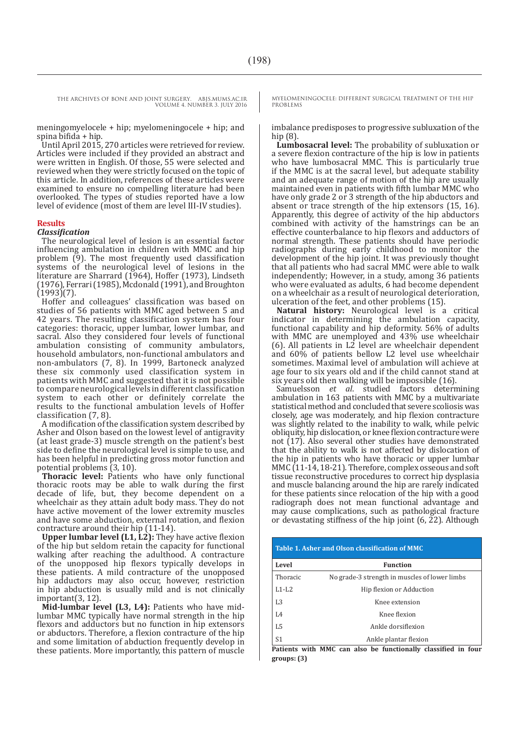meningomyelocele + hip; myelomeningocele + hip; and spina bifida + hip.

Until April 2015, 270 articles were retrieved for review. Articles were included if they provided an abstract and were written in English. Of those, 55 were selected and reviewed when they were strictly focused on the topic of this article. In addition, references of these articles were examined to ensure no compelling literature had been overlooked. The types of studies reported have a low level of evidence (most of them are level III-IV studies).

## Results

### *Classification*

The neurological level of lesion is an essential factor influencing ambulation in children with MMC and hip problem (9). The most frequently used classification systems of the neurological level of lesions in the literature are Sharrard (1964), Hoffer (1973), Lindseth (1976), Ferrari (1985), Mcdonald (1991), and Broughton (1993)(7).

Hoffer and colleagues' classification was based on studies of 56 patients with MMC aged between 5 and 42 years. The resulting classification system has four categories: thoracic, upper lumbar, lower lumbar, and sacral. Also they considered four levels of functional ambulation consisting of community ambulators, household ambulators, non-functional ambulators and non-ambulators (7, 8). In 1999, Bartoneck analyzed these six commonly used classification system in patients with MMC and suggested that it is not possible to compare neurological levels in different classification system to each other or definitely correlate the results to the functional ambulation levels of Hoffer classification (7, 8).

A modification of the classification system described by Asher and Olson based on the lowest level of antigravity (at least grade-3) muscle strength on the patient's best side to define the neurological level is simple to use, and has been helpful in predicting gross motor function and potential problems (3, 10).

**Thoracic level:** Patients who have only functional thoracic roots may be able to walk during the first decade of life, but, they become dependent on a wheelchair as they attain adult body mass. They do not have active movement of the lower extremity muscles and have some abduction, external rotation, and flexion contracture around their hip (11-14).

**Upper lumbar level (L1, L2):** They have active flexion of the hip but seldom retain the capacity for functional walking after reaching the adulthood. A contracture of the unopposed hip flexors typically develops in these patients. A mild contracture of the unopposed hip adductors may also occur, however, restriction in hip abduction is usually mild and is not clinically important(3, 12).

**Mid-lumbar level (L3, L4):** Patients who have mid-lumbar MMC typically have normal strength in the hip flexors and adductors but no function in hip extensors or abductors. Therefore, a flexion contracture of the hip and some limitation of abduction frequently develop in these patients. More importantly, this pattern of muscle imbalance predisposes to progressive subluxation of the hip (8).

**Lumbosacral level:** The probability of subluxation or a severe flexion contracture of the hip is low in patients who have lumbosacral MMC. This is particularly true if the MMC is at the sacral level, but adequate stability and an adequate range of motion of the hip are usually maintained even in patients with fifth lumbar MMC who have only grade 2 or 3 strength of the hip abductors and absent or trace strength of the hip extensors (15, 16). Apparently, this degree of activity of the hip abductors combined with activity of the hamstrings can be an effective counterbalance to hip flexors and adductors of normal strength. These patients should have periodic radiographs during early childhood to monitor the development of the hip joint. It was previously thought that all patients who had sacral MMC were able to walk independently; However, in a study, among 36 patients who were evaluated as adults, 6 had become dependent on a wheelchair as a result of neurological deterioration, ulceration of the feet, and other problems (15).

**Natural history:** Neurological level is a critical indicator in determining the ambulation capacity, functional capability and hip deformity. 56% of adults with MMC are unemployed and 43% use wheelchair (6). All patients in L2 level are wheelchair dependent and 60% of patients bellow L2 level use wheelchair sometimes. Maximal level of ambulation will achieve at age four to six years old and if the child cannot stand at six years old then walking will be impossible (16).

Samuelsson *et al*. studied factors determining ambulation in 163 patients with MMC by a multivariate statistical method and concluded that severe scoliosis was closely, age was moderately, and hip flexion contracture was slightly related to the inability to walk, while pelvic obliquity, hip dislocation, or knee flexion contracture were not (17). Also several other studies have demonstrated that the ability to walk is not affected by dislocation of the hip in patients who have thoracic or upper lumbar MMC (11-14, 18-21). Therefore, complex osseous and soft tissue reconstructive procedures to correct hip dysplasia and muscle balancing around the hip are rarely indicated for these patients since relocation of the hip with a good radiograph does not mean functional advantage and may cause complications, such as pathological fracture or devastating stiffness of the hip joint (6, 22). Although

**Table 1. Asher and Olson classification of MMC**

| Level | Function |
|---|---|
| Thoracic | No grade-3 strength in muscles of lower limbs |
| L1-L2 | Hip flexion or Adduction |
| L3 | Knee extension |
| L4 | Knee flexion |
| L5 | Ankle dorsiflexion |
| S1 | Ankle plantar flexion |

**Patients with MMC can also be functionally classified in four groups: (3)**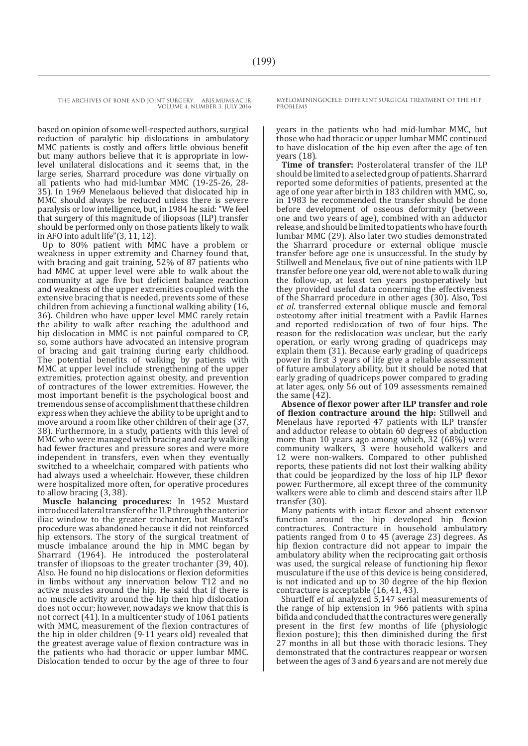based on opinion of some well-respected authors, surgical reduction of paralytic hip dislocations in ambulatory MMC patients is costly and offers little obvious benefit but many authors believe that it is appropriate in low-level unilateral dislocations and it seems that, in the large series, Sharrard procedure was done virtually on all patients who had mid-lumbar MMC (19-25-26, 28-35). In 1969 Menelaous believed that dislocated hip in MMC should always be reduced unless there is severe paralysis or low intelligence, but, in 1984 he said: "We feel that surgery of this magnitude of iliopsoas (ILP) transfer should be performed only on those patients likely to walk in AFO into adult life"(3, 11, 12).

Up to 80% patient with MMC have a problem or weakness in upper extremity and Charney found that, with bracing and gait training, 52% of 87 patients who had MMC at upper level were able to walk about the community at age five but deficient balance reaction and weakness of the upper extremities coupled with the extensive bracing that is needed, prevents some of these children from achieving a functional walking ability (16, 36). Children who have upper level MMC rarely retain the ability to walk after reaching the adulthood and hip dislocation in MMC is not painful compared to CP, so, some authors have advocated an intensive program of bracing and gait training during early childhood. The potential benefits of walking by patients with MMC at upper level include strengthening of the upper extremities, protection against obesity, and prevention of contractures of the lower extremities. However, the most important benefit is the psychological boost and tremendous sense of accomplishment that these children express when they achieve the ability to be upright and to move around a room like other children of their age (37, 38). Furthermore, in a study, patients with this level of MMC who were managed with bracing and early walking had fewer fractures and pressure sores and were more independent in transfers, even when they eventually switched to a wheelchair, compared with patients who had always used a wheelchair. However, these children were hospitalized more often, for operative procedures to allow bracing (3, 38).

**Muscle balancing procedures:** In 1952 Mustard introduced lateral transfer of the ILP through the anterior iliac window to the greater trochanter, but Mustard's procedure was abandoned because it did not reinforced hip extensors. The story of the surgical treatment of muscle imbalance around the hip in MMC began by Sharrard (1964). He introduced the posterolateral transfer of iliopsoas to the greater trochanter (39, 40). Also. He found no hip dislocations or flexion deformities in limbs without any innervation below T12 and no active muscles around the hip. He said that if there is no muscle activity around the hip then hip dislocation does not occur; however, nowadays we know that this is not correct (41). In a multicenter study of 1061 patients with MMC, measurement of the flexion contractures of the hip in older children (9-11 years old) revealed that the greatest average value of flexion contracture was in the patients who had thoracic or upper lumbar MMC. Dislocation tended to occur by the age of three to four years in the patients who had mid-lumbar MMC, but those who had thoracic or upper lumbar MMC continued to have dislocation of the hip even after the age of ten years (18).

**Time of transfer:** Posterolateral transfer of the ILP should be limited to a selected group of patients. Sharrard reported some deformities of patients, presented at the age of one year after birth in 183 children with MMC, so, in 1983 he recommended the transfer should be done before development of osseous deformity (between one and two years of age), combined with an adductor release, and should be limited to patients who have fourth lumbar MMC (29). Also later two studies demonstrated the Sharrard procedure or external oblique muscle transfer before age one is unsuccessful. In the study by Stillwell and Menelaus, five out of nine patients with ILP transfer before one year old, were not able to walk during the follow-up, at least ten years postoperatively but they provided useful data concerning the effectiveness of the Sharrard procedure in other ages (30). Also, Tosi *et al*. transferred external oblique muscle and femoral osteotomy after initial treatment with a Pavlik Harnes and reported redislocation of two of four hips. The reason for the redislocation was unclear, but the early operation, or early wrong grading of quadriceps may explain them (31). Because early grading of quadriceps power in first 3 years of life give a reliable assessment of future ambulatory ability, but it should be noted that early grading of quadriceps power compared to grading at later ages, only 56 out of 109 assessments remained the same (42).

**Absence of flexor power after ILP transfer and role of flexion contracture around the hip:** Stillwell and Menelaus have reported 47 patients with ILP transfer and adductor release to obtain 60 degrees of abduction more than 10 years ago among which, 32 (68%) were community walkers, 3 were household walkers and 12 were non-walkers. Compared to other published reports, these patients did not lost their walking ability that could be jeopardized by the loss of hip ILP flexor power. Furthermore, all except three of the community walkers were able to climb and descend stairs after ILP transfer (30).

Many patients with intact flexor and absent extensor function around the hip developed hip flexion contractures. Contracture in household ambulatory patients ranged from 0 to 45 (average 23) degrees. As hip flexion contracture did not appear to impair the ambulatory ability when the reciprocating gait orthosis was used, the surgical release of functioning hip flexor musculature if the use of this device is being considered, is not indicated and up to 30 degree of the hip flexion contracture is acceptable (16, 41, 43).

Shurtleff *et al.* analyzed 5,147 serial measurements of the range of hip extension in 966 patients with spina bifida and concluded that the contractures were generally present in the first few months of life (physiologic flexion posture); this then diminished during the first 27 months in all but those with thoracic lesions. They demonstrated that the contractures reappear or worsen between the ages of 3 and 6 years and are not merely due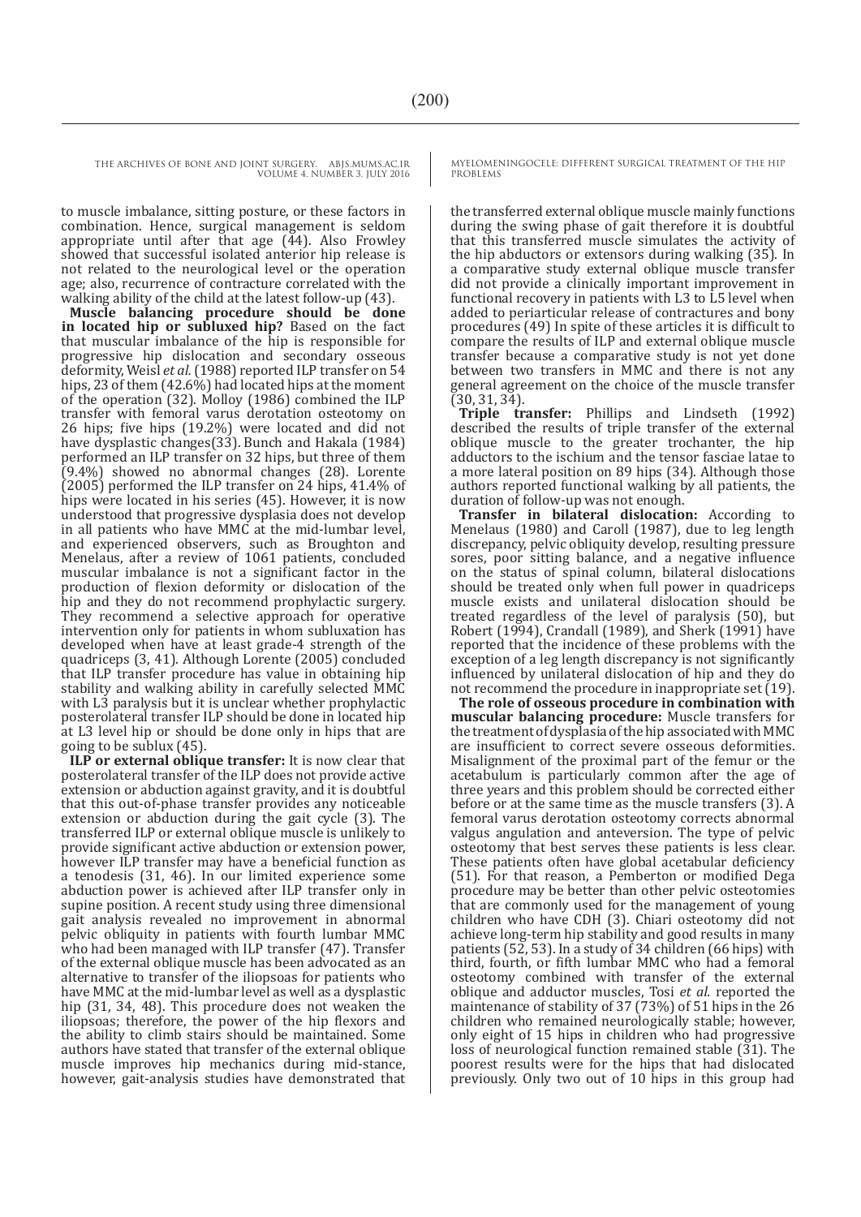to muscle imbalance, sitting posture, or these factors in combination. Hence, surgical management is seldom appropriate until after that age (44). Also Frowley showed that successful isolated anterior hip release is not related to the neurological level or the operation age; also, recurrence of contracture correlated with the walking ability of the child at the latest follow-up (43).

**Muscle balancing procedure should be done in located hip or subluxed hip?** Based on the fact that muscular imbalance of the hip is responsible for progressive hip dislocation and secondary osseous deformity, Weisl *et al.* (1988) reported ILP transfer on 54 hips, 23 of them (42.6%) had located hips at the moment of the operation (32). Molloy (1986) combined the ILP transfer with femoral varus derotation osteotomy on 26 hips; five hips (19.2%) were located and did not have dysplastic changes(33). Bunch and Hakala (1984) performed an ILP transfer on 32 hips, but three of them (9.4%) showed no abnormal changes (28). Lorente (2005) performed the ILP transfer on 24 hips, 41.4% of hips were located in his series (45). However, it is now understood that progressive dysplasia does not develop in all patients who have MMC at the mid-lumbar level, and experienced observers, such as Broughton and Menelaus, after a review of 1061 patients, concluded muscular imbalance is not a significant factor in the production of flexion deformity or dislocation of the hip and they do not recommend prophylactic surgery. They recommend a selective approach for operative intervention only for patients in whom subluxation has developed when have at least grade-4 strength of the quadriceps (3, 41). Although Lorente (2005) concluded that ILP transfer procedure has value in obtaining hip stability and walking ability in carefully selected MMC with L3 paralysis but it is unclear whether prophylactic posterolateral transfer ILP should be done in located hip at L3 level hip or should be done only in hips that are going to be sublux (45).

**ILP or external oblique transfer:** It is now clear that posterolateral transfer of the ILP does not provide active extension or abduction against gravity, and it is doubtful that this out-of-phase transfer provides any noticeable extension or abduction during the gait cycle (3). The transferred ILP or external oblique muscle is unlikely to provide significant active abduction or extension power, however ILP transfer may have a beneficial function as a tenodesis (31, 46). In our limited experience some abduction power is achieved after ILP transfer only in supine position. A recent study using three dimensional gait analysis revealed no improvement in abnormal pelvic obliquity in patients with fourth lumbar MMC who had been managed with ILP transfer (47). Transfer of the external oblique muscle has been advocated as an alternative to transfer of the iliopsoas for patients who have MMC at the mid-lumbar level as well as a dysplastic hip (31, 34, 48). This procedure does not weaken the iliopsoas; therefore, the power of the hip flexors and the ability to climb stairs should be maintained. Some authors have stated that transfer of the external oblique muscle improves hip mechanics during mid-stance, however, gait-analysis studies have demonstrated that the transferred external oblique muscle mainly functions during the swing phase of gait therefore it is doubtful that this transferred muscle simulates the activity of the hip abductors or extensors during walking (35). In a comparative study external oblique muscle transfer did not provide a clinically important improvement in functional recovery in patients with L3 to L5 level when added to periarticular release of contractures and bony procedures (49) In spite of these articles it is difficult to compare the results of ILP and external oblique muscle transfer because a comparative study is not yet done between two transfers in MMC and there is not any general agreement on the choice of the muscle transfer (30, 31, 34).

**Triple transfer:** Phillips and Lindseth (1992) described the results of triple transfer of the external oblique muscle to the greater trochanter, the hip adductors to the ischium and the tensor fasciae latae to a more lateral position on 89 hips (34). Although those authors reported functional walking by all patients, the duration of follow-up was not enough.

**Transfer in bilateral dislocation:** According to Menelaus (1980) and Caroll (1987), due to leg length discrepancy, pelvic obliquity develop, resulting pressure sores, poor sitting balance, and a negative influence on the status of spinal column, bilateral dislocations should be treated only when full power in quadriceps muscle exists and unilateral dislocation should be treated regardless of the level of paralysis (50), but Robert (1994), Crandall (1989), and Sherk (1991) have reported that the incidence of these problems with the exception of a leg length discrepancy is not significantly influenced by unilateral dislocation of hip and they do not recommend the procedure in inappropriate set (19).

**The role of osseous procedure in combination with muscular balancing procedure:** Muscle transfers for the treatment of dysplasia of the hip associated with MMC are insufficient to correct severe osseous deformities. Misalignment of the proximal part of the femur or the acetabulum is particularly common after the age of three years and this problem should be corrected either before or at the same time as the muscle transfers (3). A femoral varus derotation osteotomy corrects abnormal valgus angulation and anteversion. The type of pelvic osteotomy that best serves these patients is less clear. These patients often have global acetabular deficiency (51). For that reason, a Pemberton or modified Dega procedure may be better than other pelvic osteotomies that are commonly used for the management of young children who have CDH (3). Chiari osteotomy did not achieve long-term hip stability and good results in many patients (52, 53). In a study of 34 children (66 hips) with third, fourth, or fifth lumbar MMC who had a femoral osteotomy combined with transfer of the external oblique and adductor muscles, Tosi *et al*. reported the maintenance of stability of 37 (73%) of 51 hips in the 26 children who remained neurologically stable; however, only eight of 15 hips in children who had progressive loss of neurological function remained stable (31). The poorest results were for the hips that had dislocated previously. Only two out of 10 hips in this group had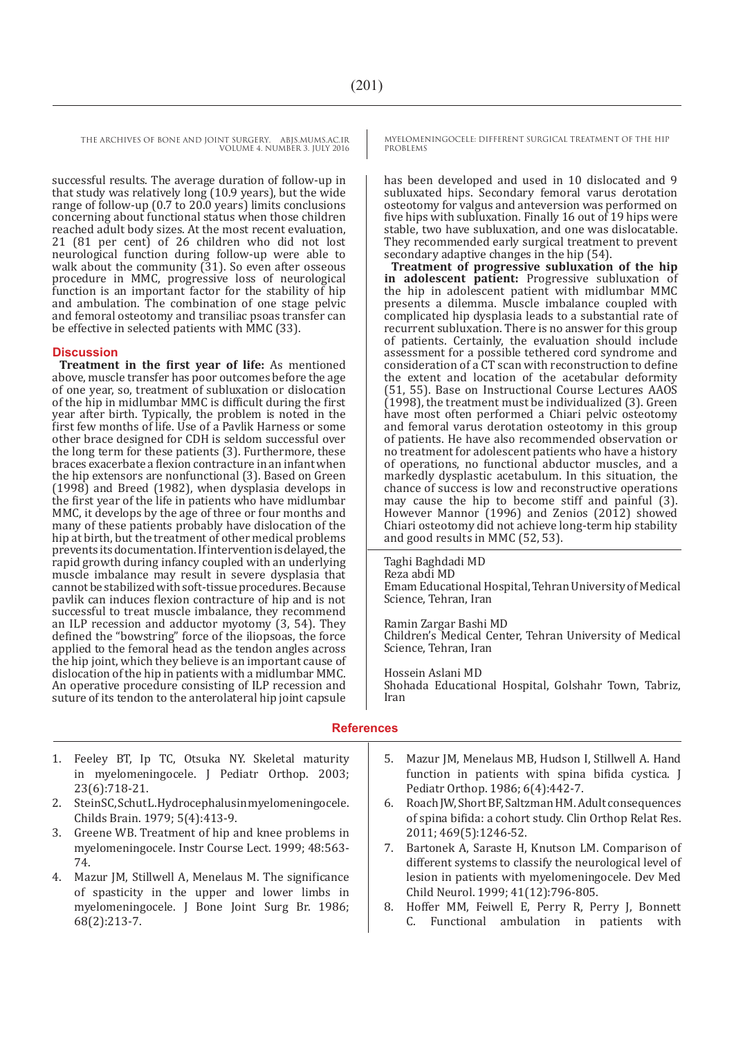successful results. The average duration of follow-up in that study was relatively long (10.9 years), but the wide range of follow-up (0.7 to 20.0 years) limits conclusions concerning about functional status when those children reached adult body sizes. At the most recent evaluation, 21 (81 per cent) of 26 children who did not lost neurological function during follow-up were able to walk about the community (31). So even after osseous procedure in MMC, progressive loss of neurological function is an important factor for the stability of hip and ambulation. The combination of one stage pelvic and femoral osteotomy and transiliac psoas transfer can be effective in selected patients with MMC (33).

## Discussion

**Treatment in the first year of life:** As mentioned above, muscle transfer has poor outcomes before the age of one year, so, treatment of subluxation or dislocation of the hip in midlumbar MMC is difficult during the first year after birth. Typically, the problem is noted in the first few months of life. Use of a Pavlik Harness or some other brace designed for CDH is seldom successful over the long term for these patients (3). Furthermore, these braces exacerbate a flexion contracture in an infant when the hip extensors are nonfunctional (3). Based on Green (1998) and Breed (1982), when dysplasia develops in the first year of the life in patients who have midlumbar MMC, it develops by the age of three or four months and many of these patients probably have dislocation of the hip at birth, but the treatment of other medical problems prevents its documentation. If intervention is delayed, the rapid growth during infancy coupled with an underlying muscle imbalance may result in severe dysplasia that cannot be stabilized with soft-tissue procedures. Because pavlik can induces flexion contracture of hip and is not successful to treat muscle imbalance, they recommend an ILP recession and adductor myotomy (3, 54). They defined the "bowstring" force of the iliopsoas, the force applied to the femoral head as the tendon angles across the hip joint, which they believe is an important cause of dislocation of the hip in patients with a midlumbar MMC. An operative procedure consisting of ILP recession and suture of its tendon to the anterolateral hip joint capsule has been developed and used in 10 dislocated and 9 subluxated hips. Secondary femoral varus derotation osteotomy for valgus and anteversion was performed on five hips with subluxation. Finally 16 out of 19 hips were stable, two have subluxation, and one was dislocatable. They recommended early surgical treatment to prevent secondary adaptive changes in the hip (54).

**Treatment of progressive subluxation of the hip in adolescent patient:** Progressive subluxation of the hip in adolescent patient with midlumbar MMC presents a dilemma. Muscle imbalance coupled with complicated hip dysplasia leads to a substantial rate of recurrent subluxation. There is no answer for this group of patients. Certainly, the evaluation should include assessment for a possible tethered cord syndrome and consideration of a CT scan with reconstruction to define the extent and location of the acetabular deformity (51, 55). Base on Instructional Course Lectures AAOS (1998), the treatment must be individualized (3). Green have most often performed a Chiari pelvic osteotomy and femoral varus derotation osteotomy in this group of patients. He have also recommended observation or no treatment for adolescent patients who have a history of operations, no functional abductor muscles, and a markedly dysplastic acetabulum. In this situation, the chance of success is low and reconstructive operations may cause the hip to become stiff and painful (3). However Mannor (1996) and Zenios (2012) showed Chiari osteotomy did not achieve long-term hip stability and good results in MMC (52, 53).

Taghi Baghdadi MD
Reza abdi MD
Emam Educational Hospital, Tehran University of Medical Science, Tehran, Iran

Ramin Zargar Bashi MD
Children's Medical Center, Tehran University of Medical Science, Tehran, Iran

Hossein Aslani MD
Shohada Educational Hospital, Golshahr Town, Tabriz, Iran

## References

1. Feeley BT, Ip TC, Otsuka NY. Skeletal maturity in myelomeningocele. J Pediatr Orthop. 2003; 23(6):718-21.
2. Stein SC, Schut L. Hydrocephalus in myelomeningocele. Childs Brain. 1979; 5(4):413-9.
3. Greene WB. Treatment of hip and knee problems in myelomeningocele. Instr Course Lect. 1999; 48:563-74.
4. Mazur JM, Stillwell A, Menelaus M. The significance of spasticity in the upper and lower limbs in myelomeningocele. J Bone Joint Surg Br. 1986; 68(2):213-7.
5. Mazur JM, Menelaus MB, Hudson I, Stillwell A. Hand function in patients with spina bifida cystica. J Pediatr Orthop. 1986; 6(4):442-7.
6. Roach JW, Short BF, Saltzman HM. Adult consequences of spina bifida: a cohort study. Clin Orthop Relat Res. 2011; 469(5):1246-52.
7. Bartonek A, Saraste H, Knutson LM. Comparison of different systems to classify the neurological level of lesion in patients with myelomeningocele. Dev Med Child Neurol. 1999; 41(12):796-805.
8. Hoffer MM, Feiwell E, Perry R, Perry J, Bonnett C. Functional ambulation in patients with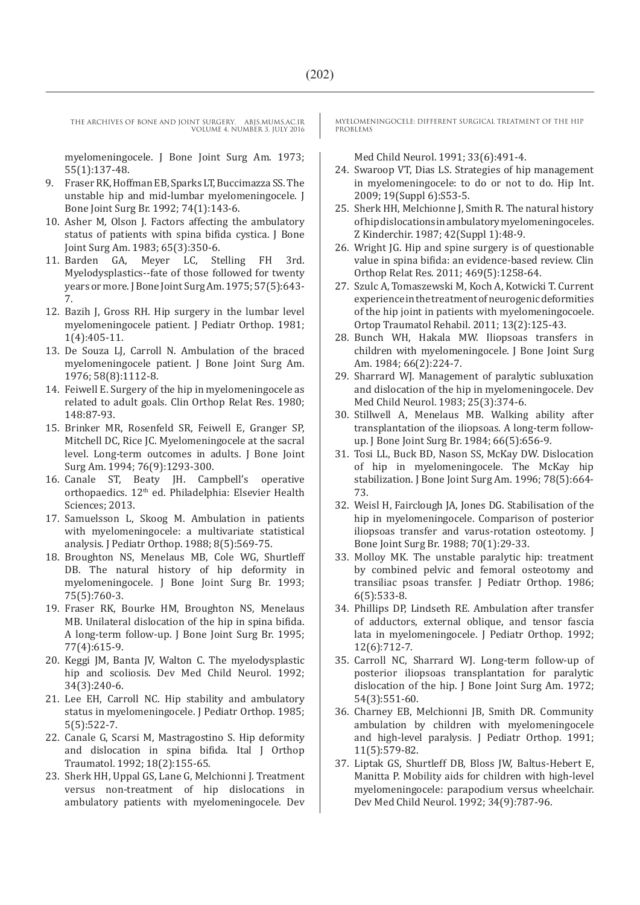myelomeningocele. J Bone Joint Surg Am. 1973; 55(1):137-48.

9. Fraser RK, Hoffman EB, Sparks LT, Buccimazza SS. The unstable hip and mid-lumbar myelomeningocele. J Bone Joint Surg Br. 1992; 74(1):143-6.
10. Asher M, Olson J. Factors affecting the ambulatory status of patients with spina bifida cystica. J Bone Joint Surg Am. 1983; 65(3):350-6.
11. Barden GA, Meyer LC, Stelling FH 3rd. Myelodysplastics--fate of those followed for twenty years or more. J Bone Joint Surg Am. 1975; 57(5):643-7.
12. Bazih J, Gross RH. Hip surgery in the lumbar level myelomeningocele patient. J Pediatr Orthop. 1981; 1(4):405-11.
13. De Souza LJ, Carroll N. Ambulation of the braced myelomeningocele patient. J Bone Joint Surg Am. 1976; 58(8):1112-8.
14. Feiwell E. Surgery of the hip in myelomeningocele as related to adult goals. Clin Orthop Relat Res. 1980; 148:87-93.
15. Brinker MR, Rosenfeld SR, Feiwell E, Granger SP, Mitchell DC, Rice JC. Myelomeningocele at the sacral level. Long-term outcomes in adults. J Bone Joint Surg Am. 1994; 76(9):1293-300.
16. Canale ST, Beaty JH. Campbell's operative orthopaedics. 12th ed. Philadelphia: Elsevier Health Sciences; 2013.
17. Samuelsson L, Skoog M. Ambulation in patients with myelomeningocele: a multivariate statistical analysis. J Pediatr Orthop. 1988; 8(5):569-75.
18. Broughton NS, Menelaus MB, Cole WG, Shurtleff DB. The natural history of hip deformity in myelomeningocele. J Bone Joint Surg Br. 1993; 75(5):760-3.
19. Fraser RK, Bourke HM, Broughton NS, Menelaus MB. Unilateral dislocation of the hip in spina bifida. A long-term follow-up. J Bone Joint Surg Br. 1995; 77(4):615-9.
20. Keggi JM, Banta JV, Walton C. The myelodysplastic hip and scoliosis. Dev Med Child Neurol. 1992; 34(3):240-6.
21. Lee EH, Carroll NC. Hip stability and ambulatory status in myelomeningocele. J Pediatr Orthop. 1985; 5(5):522-7.
22. Canale G, Scarsi M, Mastragostino S. Hip deformity and dislocation in spina bifida. Ital J Orthop Traumatol. 1992; 18(2):155-65.
23. Sherk HH, Uppal GS, Lane G, Melchionni J. Treatment versus non-treatment of hip dislocations in ambulatory patients with myelomeningocele. Dev Med Child Neurol. 1991; 33(6):491-4.
24. Swaroop VT, Dias LS. Strategies of hip management in myelomeningocele: to do or not to do. Hip Int. 2009; 19(Suppl 6):S53-5.
25. Sherk HH, Melchionne J, Smith R. The natural history of hip dislocations in ambulatory myelomeningoceles. Z Kinderchir. 1987; 42(Suppl 1):48-9.
26. Wright JG. Hip and spine surgery is of questionable value in spina bifida: an evidence-based review. Clin Orthop Relat Res. 2011; 469(5):1258-64.
27. Szulc A, Tomaszewski M, Koch A, Kotwicki T. Current experience in the treatment of neurogenic deformities of the hip joint in patients with myelomeningocoele. Ortop Traumatol Rehabil. 2011; 13(2):125-43.
28. Bunch WH, Hakala MW. Iliopsoas transfers in children with myelomeningocele. J Bone Joint Surg Am. 1984; 66(2):224-7.
29. Sharrard WJ. Management of paralytic subluxation and dislocation of the hip in myelomeningocele. Dev Med Child Neurol. 1983; 25(3):374-6.
30. Stillwell A, Menelaus MB. Walking ability after transplantation of the iliopsoas. A long-term follow-up. J Bone Joint Surg Br. 1984; 66(5):656-9.
31. Tosi LL, Buck BD, Nason SS, McKay DW. Dislocation of hip in myelomeningocele. The McKay hip stabilization. J Bone Joint Surg Am. 1996; 78(5):664-73.
32. Weisl H, Fairclough JA, Jones DG. Stabilisation of the hip in myelomeningocele. Comparison of posterior iliopsoas transfer and varus-rotation osteotomy. J Bone Joint Surg Br. 1988; 70(1):29-33.
33. Molloy MK. The unstable paralytic hip: treatment by combined pelvic and femoral osteotomy and transiliac psoas transfer. J Pediatr Orthop. 1986; 6(5):533-8.
34. Phillips DP, Lindseth RE. Ambulation after transfer of adductors, external oblique, and tensor fascia lata in myelomeningocele. J Pediatr Orthop. 1992; 12(6):712-7.
35. Carroll NC, Sharrard WJ. Long-term follow-up of posterior iliopsoas transplantation for paralytic dislocation of the hip. J Bone Joint Surg Am. 1972; 54(3):551-60.
36. Charney EB, Melchionni JB, Smith DR. Community ambulation by children with myelomeningocele and high-level paralysis. J Pediatr Orthop. 1991; 11(5):579-82.
37. Liptak GS, Shurtleff DB, Bloss JW, Baltus-Hebert E, Manitta P. Mobility aids for children with high-level myelomeningocele: parapodium versus wheelchair. Dev Med Child Neurol. 1992; 34(9):787-96.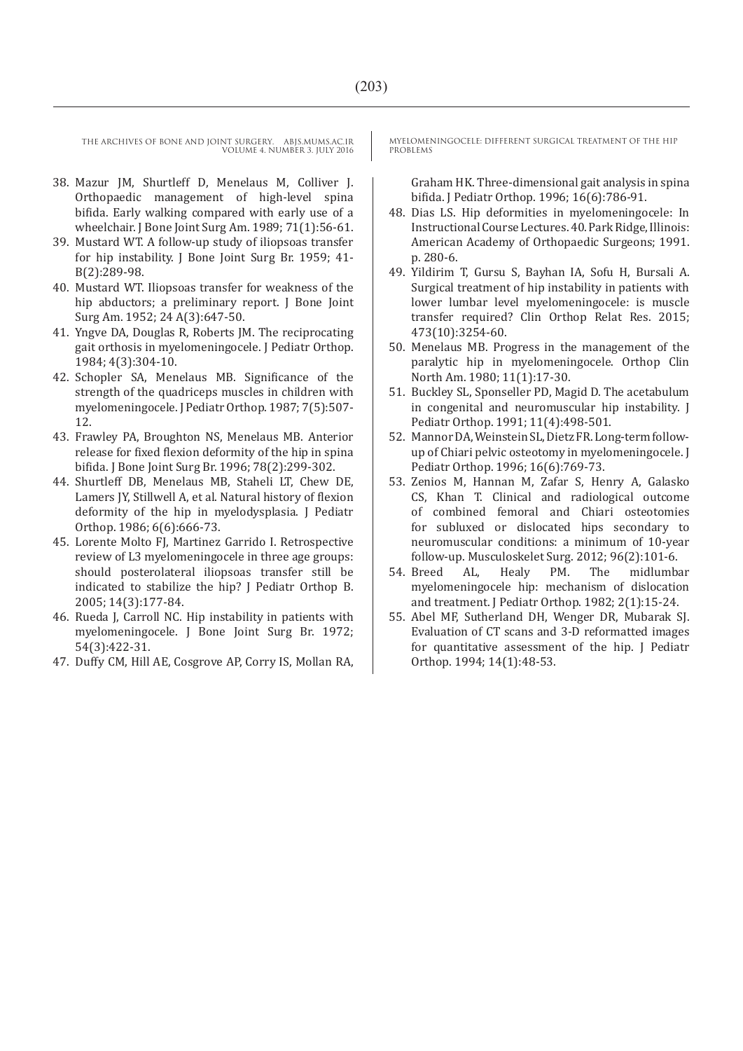38. Mazur JM, Shurtleff D, Menelaus M, Colliver J. Orthopaedic management of high-level spina bifida. Early walking compared with early use of a wheelchair. J Bone Joint Surg Am. 1989; 71(1):56-61.
39. Mustard WT. A follow-up study of iliopsoas transfer for hip instability. J Bone Joint Surg Br. 1959; 41-B(2):289-98.
40. Mustard WT. Iliopsoas transfer for weakness of the hip abductors; a preliminary report. J Bone Joint Surg Am. 1952; 24 A(3):647-50.
41. Yngve DA, Douglas R, Roberts JM. The reciprocating gait orthosis in myelomeningocele. J Pediatr Orthop. 1984; 4(3):304-10.
42. Schopler SA, Menelaus MB. Significance of the strength of the quadriceps muscles in children with myelomeningocele. J Pediatr Orthop. 1987; 7(5):507-12.
43. Frawley PA, Broughton NS, Menelaus MB. Anterior release for fixed flexion deformity of the hip in spina bifida. J Bone Joint Surg Br. 1996; 78(2):299-302.
44. Shurtleff DB, Menelaus MB, Staheli LT, Chew DE, Lamers JY, Stillwell A, et al. Natural history of flexion deformity of the hip in myelodysplasia. J Pediatr Orthop. 1986; 6(6):666-73.
45. Lorente Molto FJ, Martinez Garrido I. Retrospective review of L3 myelomeningocele in three age groups: should posterolateral iliopsoas transfer still be indicated to stabilize the hip? J Pediatr Orthop B. 2005; 14(3):177-84.
46. Rueda J, Carroll NC. Hip instability in patients with myelomeningocele. J Bone Joint Surg Br. 1972; 54(3):422-31.
47. Duffy CM, Hill AE, Cosgrove AP, Corry IS, Mollan RA, Graham HK. Three-dimensional gait analysis in spina bifida. J Pediatr Orthop. 1996; 16(6):786-91.
48. Dias LS. Hip deformities in myelomeningocele: In Instructional Course Lectures. 40. Park Ridge, Illinois: American Academy of Orthopaedic Surgeons; 1991. p. 280-6.
49. Yildirim T, Gursu S, Bayhan IA, Sofu H, Bursali A. Surgical treatment of hip instability in patients with lower lumbar level myelomeningocele: is muscle transfer required? Clin Orthop Relat Res. 2015; 473(10):3254-60.
50. Menelaus MB. Progress in the management of the paralytic hip in myelomeningocele. Orthop Clin North Am. 1980; 11(1):17-30.
51. Buckley SL, Sponseller PD, Magid D. The acetabulum in congenital and neuromuscular hip instability. J Pediatr Orthop. 1991; 11(4):498-501.
52. Mannor DA, Weinstein SL, Dietz FR. Long-term follow-up of Chiari pelvic osteotomy in myelomeningocele. J Pediatr Orthop. 1996; 16(6):769-73.
53. Zenios M, Hannan M, Zafar S, Henry A, Galasko CS, Khan T. Clinical and radiological outcome of combined femoral and Chiari osteotomies for subluxed or dislocated hips secondary to neuromuscular conditions: a minimum of 10-year follow-up. Musculoskelet Surg. 2012; 96(2):101-6.
54. Breed AL, Healy PM. The midlumbar myelomeningocele hip: mechanism of dislocation and treatment. J Pediatr Orthop. 1982; 2(1):15-24.
55. Abel MF, Sutherland DH, Wenger DR, Mubarak SJ. Evaluation of CT scans and 3-D reformatted images for quantitative assessment of the hip. J Pediatr Orthop. 1994; 14(1):48-53.